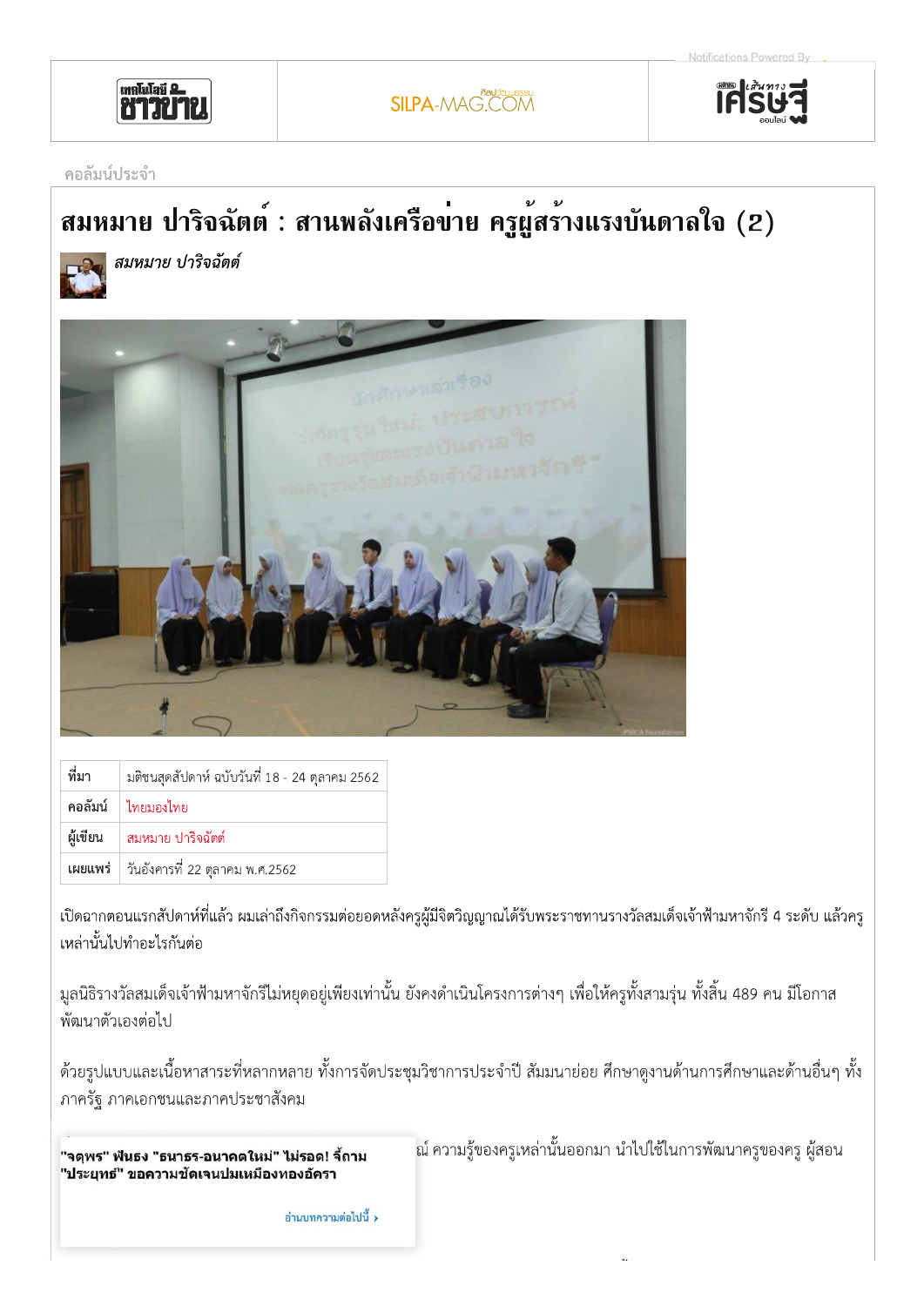คอลัมน์ประจำ

# สมหมาย ปาริจฉัตต์ : สานพลังเครือข่าย ครูผู้สร้างแรงบันดาลใจ (2)

*สมหมาย ปาริจฉัตต์*

| ที่มา | มติชนสุดสัปดาห์ ฉบับวันที่ 18 - 24 ตุลาคม 2562 |
|---|---|
| คอลัมน์ | ไทยมองไทย |
| ผู้เขียน | สมหมาย ปาริจฉัตต์ |
| เผยแพร่ | วันอังคารที่ 22 ตุลาคม พ.ศ.2562 |

เปิดฉากตอนแรกสัปดาห์ที่แล้ว ผมเล่าถึงกิจกรรมต่อยอดหลังครูผู้มีจิตวิญญาณได้รับพระราชทานรางวัลสมเด็จเจ้าฟ้ามหาจักรี 4 ระดับ แล้วครูเหล่านั้นไปทำอะไรกันต่อ

มูลนิธิรางวัลสมเด็จเจ้าฟ้ามหาจักรีไม่หยุดอยู่เพียงเท่านั้น ยังคงดำเนินโครงการต่างๆ เพื่อให้ครูทั้งสามรุ่น ทั้งสิ้น 489 คน มีโอกาสพัฒนาตัวเองต่อไป

ด้วยรูปแบบและเนื้อหาสาระที่หลากหลาย ทั้งการจัดประชุมวิชาการประจำปี สัมมนาย่อย ศึกษาดูงานด้านการศึกษาและด้านอื่นๆ ทั้งภาครัฐ ภาคเอกชนและภาคประชาสังคม

...ณ์ ความรู้ของครูเหล่านั้นออกมา นำไปใช้ในการพัฒนาครูของครู ผู้สอน

"จตุพร" ฟันธง "ธนาธร-อนาคตใหม่" ไม่รอด! จี้ถาม "ประยุทธ" ขอความชัดเจนปมเหมืองทองอัครา

อ่านบทความต่อไปนี้ ›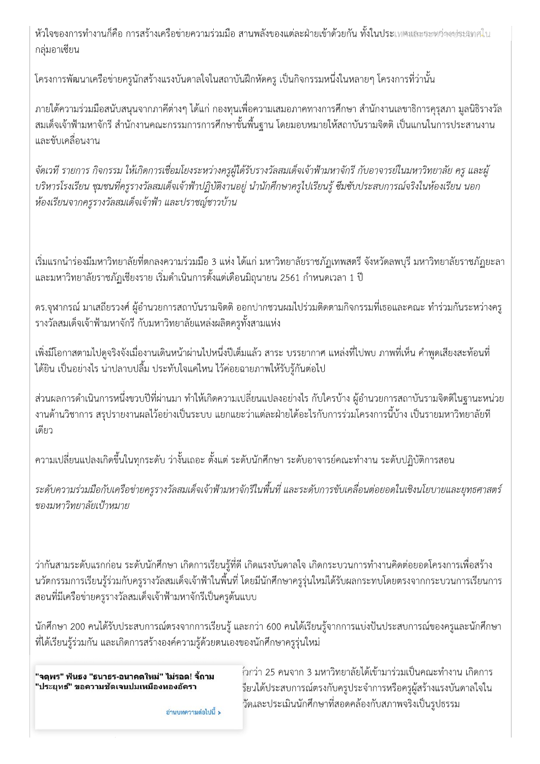หัวใจของการทำงานก็คือ การสร้างเครือข่ายความร่วมมือ สานพลังของแต่ละฝ่ายเข้าด้วยกัน ทั้งในประเทศและระหว่างประเทศในกลุ่มอาเซียน

โครงการพัฒนาเครือข่ายครูนักสร้างแรงบันดาลใจในสถาบันฝึกหัดครู เป็นกิจกรรมหนึ่งในหลายๆ โครงการที่ว่านั้น

ภายใต้ความร่วมมือสนับสนุนจากภาคีต่างๆ ได้แก่ กองทุนเพื่อความเสมอภาคทางการศึกษา สำนักงานเลขาธิการคุรุสภา มูลนิธิรางวัลสมเด็จเจ้าฟ้ามหาจักรี สำนักงานคณะกรรมการการศึกษาขั้นพื้นฐาน โดยมอบหมายให้สถาบันรามจิตติ เป็นแกนในการประสานงานและขับเคลื่อนงาน

*จัดเวที รายการ กิจกรรม ให้เกิดการเชื่อมโยงระหว่างครูผู้ได้รับรางวัลสมเด็จเจ้าฟ้ามหาจักรี กับอาจารย์ในมหาวิทยาลัย ครู และผู้บริหารโรงเรียน ชุมชนที่ครูรางวัลสมเด็จเจ้าฟ้าปฏิบัติงานอยู่ นำนักศึกษาครูไปเรียนรู้ ซึมซับประสบการณ์จริงในห้องเรียน นอกห้องเรียนจากครูรางวัลสมเด็จเจ้าฟ้า และปราชญ์ชาวบ้าน*

เริ่มแรกนำร่องมีมหาวิทยาลัยที่ตกลงความร่วมมือ 3 แห่ง ได้แก่ มหาวิทยาลัยราชภัฏเทพสตรี จังหวัดลพบุรี มหาวิทยาลัยราชภัฏยะลา และมหาวิทยาลัยราชภัฏเชียงราย เริ่มดำเนินการตั้งแต่เดือนมิถุนายน 2561 กำหนดเวลา 1 ปี

ดร.จุฬากรณ์ มาเสถียรวงศ์ ผู้อำนวยการสถาบันรามจิตติ ออกปากชวนผมไปร่วมติดตามกิจกรรมที่เธอและคณะ ทำร่วมกันระหว่างครูรางวัลสมเด็จเจ้าฟ้ามหาจักรี กับมหาวิทยาลัยแหล่งผลิตครูทั้งสามแห่ง

เพิ่งมีโอกาสตามไปดูจริงจังเมื่องานเดินหน้าผ่านไปหนึ่งปีเต็มแล้ว สาระ บรรยากาศ แหล่งที่ไปพบ ภาพที่เห็น คำพูดเสียงสะท้อนที่ได้ยิน เป็นอย่างไร น่าปลาบปลื้ม ประทับใจแค่ไหน ไว้ค่อยฉายภาพให้รับรู้กันต่อไป

ส่วนผลการดำเนินการหนึ่งขวบปีที่ผ่านมา ทำให้เกิดความเปลี่ยนแปลงอย่างไร กับใครบ้าง ผู้อำนวยการสถาบันรามจิตติในฐานะหน่วยงานด้านวิชาการ สรุปรายงานผลไว้อย่างเป็นระบบ แยกแยะว่าแต่ละฝ่ายได้อะไรกับการร่วมโครงการนี้บ้าง เป็นรายมหาวิทยาลัยทีเดียว

ความเปลี่ยนแปลงเกิดขึ้นในทุกระดับ ว่างั้นเถอะ ตั้งแต่ ระดับนักศึกษา ระดับอาจารย์คณะทำงาน ระดับปฏิบัติการสอน

*ระดับความร่วมมือกับเครือข่ายครูรางวัลสมเด็จเจ้าฟ้ามหาจักรีในพื้นที่ และระดับการขับเคลื่อนต่อยอดในเชิงนโยบายและยุทธศาสตร์ของมหาวิทยาลัยเป้าหมาย*

ว่ากันสามระดับแรกก่อน ระดับนักศึกษา เกิดการเรียนรู้ที่ดี เกิดแรงบันดาลใจ เกิดกระบวนการทำงานคิดต่อยอดโครงการเพื่อสร้างนวัตกรรมการเรียนรู้ร่วมกับครูรางวัลสมเด็จเจ้าฟ้าในพื้นที่ โดยมีนักศึกษาครูรุ่นใหม่ได้รับผลกระทบโดยตรงจากกระบวนการเรียนการสอนที่มีเครือข่ายครูรางวัลสมเด็จเจ้าฟ้ามหาจักรีเป็นครูต้นแบบ

นักศึกษา 200 คนได้รับประสบการณ์ตรงจากการเรียนรู้ และกว่า 600 คนได้เรียนรู้จากการแบ่งปันประสบการณ์ของครูและนักศึกษาที่ได้เรียนรู้ร่วมกัน และเกิดการสร้างองค์ความรู้ด้วยตนเองของนักศึกษาครูรุ่นใหม่

...กว่า 25 คนจาก 3 มหาวิทยาลัยได้เข้ามาร่วมเป็นคณะทำงาน เกิดการ...เรียนได้ประสบการณ์ตรงกับครูประจำการหรือครูผู้สร้างแรงบันดาลใจใน...วัดและประเมินนักศึกษาที่สอดคล้องกับสภาพจริงเป็นรูปธรรม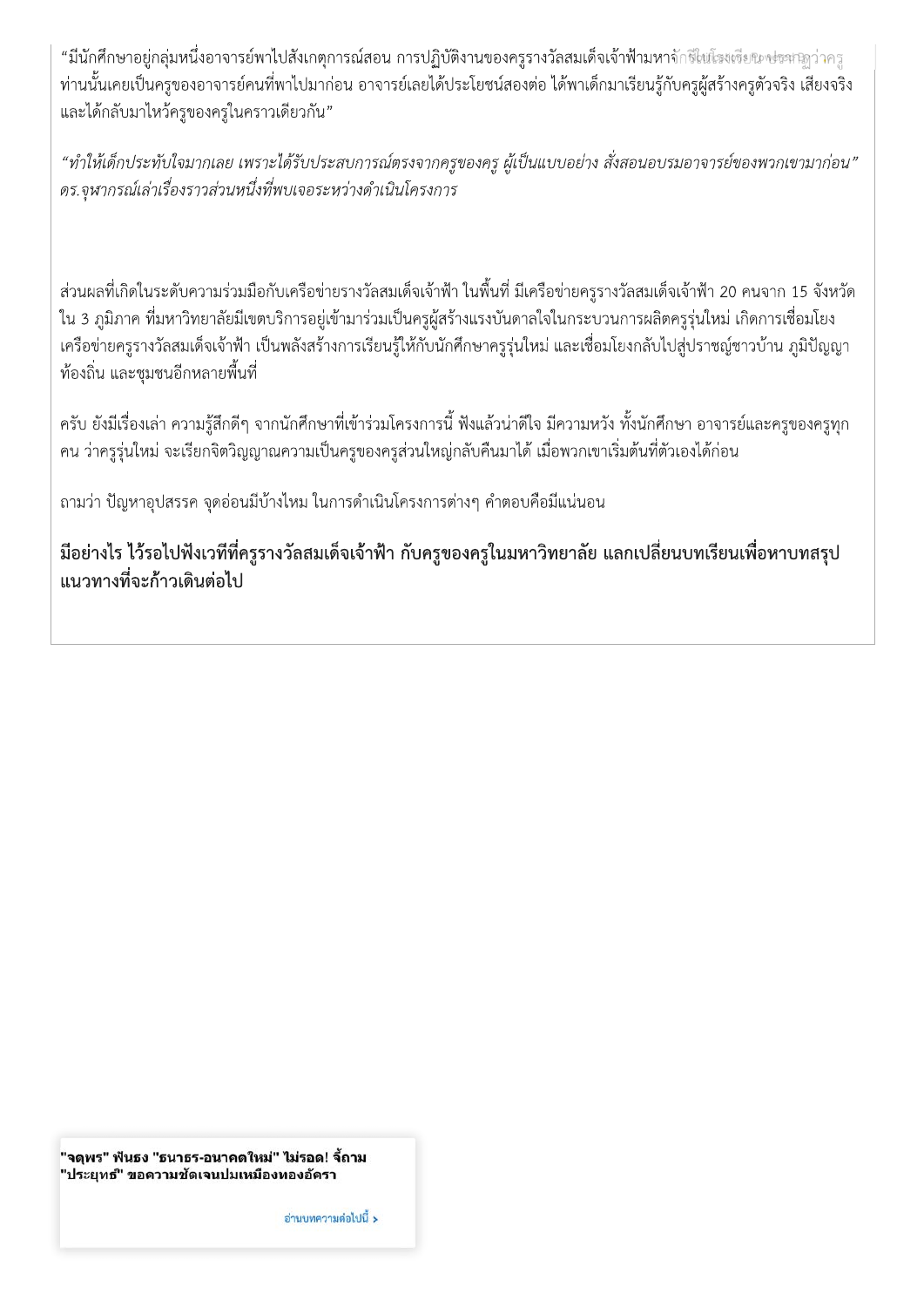"มีนักศึกษาอยู่กลุ่มหนึ่งอาจารย์พาไปสังเกตุการณ์สอน การปฏิบัติงานของครูรางวัลสมเด็จเจ้าฟ้ามหาจักรีในโรงเรียน ปรากฏว่าครูท่านนั้นเคยเป็นครูของอาจารย์คนที่พาไปมาก่อน อาจารย์เลยได้ประโยชน์สองต่อ ได้พาเด็กมาเรียนรู้กับครูผู้สร้างครูตัวจริง เสียงจริง และได้กลับมาไหว้ครูของครูในคราวเดียวกัน"

*"ทำให้เด็กประทับใจมากเลย เพราะได้รับประสบการณ์ตรงจากครูของครู ผู้เป็นแบบอย่าง สั่งสอนอบรมอาจารย์ของพวกเขามาก่อน" ดร.จุฬากรณ์เล่าเรื่องราวส่วนหนึ่งที่พบเจอระหว่างดำเนินโครงการ*

ส่วนผลที่เกิดในระดับความร่วมมือกับเครือข่ายรางวัลสมเด็จเจ้าฟ้า ในพื้นที่ มีเครือข่ายครูรางวัลสมเด็จเจ้าฟ้า 20 คนจาก 15 จังหวัด ใน 3 ภูมิภาค ที่มหาวิทยาลัยมีเขตบริการอยู่เข้ามาร่วมเป็นครูผู้สร้างแรงบันดาลใจในกระบวนการผลิตครูรุ่นใหม่ เกิดการเชื่อมโยงเครือข่ายครูรางวัลสมเด็จเจ้าฟ้า เป็นพลังสร้างการเรียนรู้ให้กับนักศึกษาครูรุ่นใหม่ และเชื่อมโยงกลับไปสู่ปราชญ์ชาวบ้าน ภูมิปัญญาท้องถิ่น และชุมชนอีกหลายพื้นที่

ครับ ยังมีเรื่องเล่า ความรู้สึกดีๆ จากนักศึกษาที่เข้าร่วมโครงการนี้ ฟังแล้วน่าดีใจ มีความหวัง ทั้งนักศึกษา อาจารย์และครูของครูทุกคน ว่าครูรุ่นใหม่ จะเรียกจิตวิญญาณความเป็นครูของครูส่วนใหญ่กลับคืนมาได้ เมื่อพวกเขาเริ่มต้นที่ตัวเองได้ก่อน

ถามว่า ปัญหาอุปสรรค จุดอ่อนมีบ้างไหม ในการดำเนินโครงการต่างๆ คำตอบคือมีแน่นอน

**มีอย่างไร ไว้รอไปฟังเวทีที่ครูรางวัลสมเด็จเจ้าฟ้า กับครูของครูในมหาวิทยาลัย แลกเปลี่ยนบทเรียนเพื่อหาบทสรุป แนวทางที่จะก้าวเดินต่อไป**

**"จาตุพร" ฟันธง "ธนาธร-อนาคตใหม่" ไม่รอด! จี้ถาม "ประยุทธ์" ขอความชัดเจนปมเหมืองทองอัครา**

อ่านบทความต่อไปนี้ >